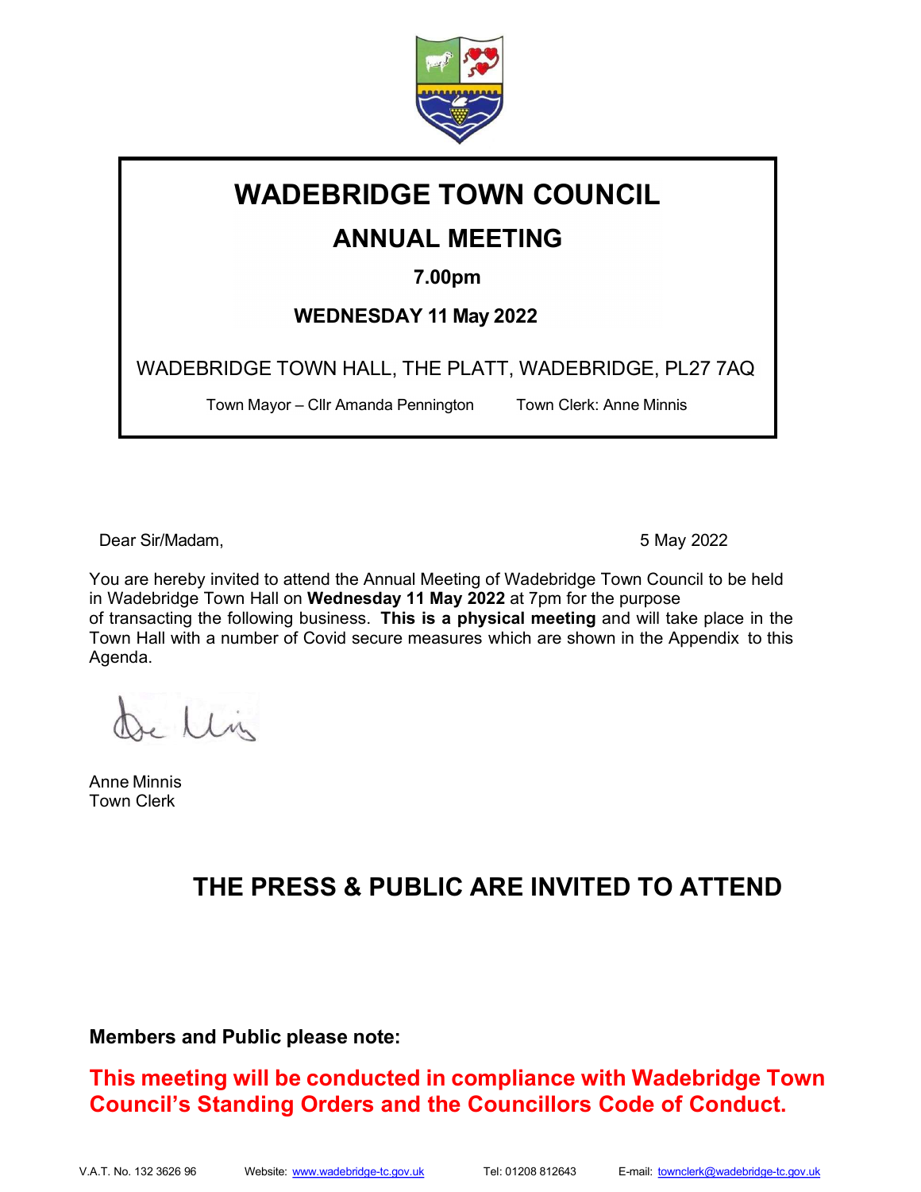# WADEBRIDGE TOWN COUNCIL

## ANNUAL MEETING

**7.00pm**

**WEDNESDAY 11 May 2022**

WADEBRIDGE TOWN HALL, THE PLATT, WADEBRIDGE, PL27 7AQ

Town Mayor – Cllr Amanda Pennington    Town Clerk: Anne Minnis

Dear Sir/Madam,    5 May 2022

You are hereby invited to attend the Annual Meeting of Wadebridge Town Council to be held in Wadebridge Town Hall on **Wednesday 11 May 2022** at 7pm for the purpose of transacting the following business. **This is a physical meeting** and will take place in the Town Hall with a number of Covid secure measures which are shown in the Appendix to this Agenda.

Anne Minnis
Town Clerk

## THE PRESS & PUBLIC ARE INVITED TO ATTEND

**Members and Public please note:**

**This meeting will be conducted in compliance with Wadebridge Town Council's Standing Orders and the Councillors Code of Conduct.**

V.A.T. No. 132 3626 96    Website: www.wadebridge-tc.gov.uk    Tel: 01208 812643    E-mail: townclerk@wadebridge-tc.gov.uk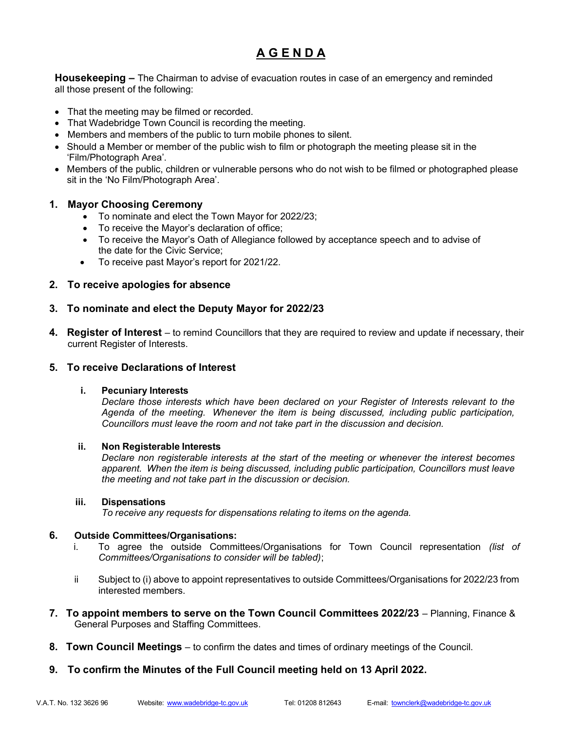# A G E N D A

**Housekeeping –** The Chairman to advise of evacuation routes in case of an emergency and reminded all those present of the following:

- That the meeting may be filmed or recorded.
- That Wadebridge Town Council is recording the meeting.
- Members and members of the public to turn mobile phones to silent.
- Should a Member or member of the public wish to film or photograph the meeting please sit in the 'Film/Photograph Area'.
- Members of the public, children or vulnerable persons who do not wish to be filmed or photographed please sit in the 'No Film/Photograph Area'.

**1. Mayor Choosing Ceremony**

- To nominate and elect the Town Mayor for 2022/23;
- To receive the Mayor's declaration of office;
- To receive the Mayor's Oath of Allegiance followed by acceptance speech and to advise of the date for the Civic Service;
- To receive past Mayor's report for 2021/22.

**2. To receive apologies for absence**

**3. To nominate and elect the Deputy Mayor for 2022/23**

**4. Register of Interest** – to remind Councillors that they are required to review and update if necessary, their current Register of Interests.

**5. To receive Declarations of Interest**

**i. Pecuniary Interests**
*Declare those interests which have been declared on your Register of Interests relevant to the Agenda of the meeting. Whenever the item is being discussed, including public participation, Councillors must leave the room and not take part in the discussion and decision.*

**ii. Non Registerable Interests**
*Declare non registerable interests at the start of the meeting or whenever the interest becomes apparent. When the item is being discussed, including public participation, Councillors must leave the meeting and not take part in the discussion or decision.*

**iii. Dispensations**
*To receive any requests for dispensations relating to items on the agenda.*

**6. Outside Committees/Organisations:**

i. To agree the outside Committees/Organisations for Town Council representation *(list of Committees/Organisations to consider will be tabled)*;

ii Subject to (i) above to appoint representatives to outside Committees/Organisations for 2022/23 from interested members.

**7. To appoint members to serve on the Town Council Committees 2022/23** – Planning, Finance & General Purposes and Staffing Committees.

**8. Town Council Meetings** – to confirm the dates and times of ordinary meetings of the Council.

**9. To confirm the Minutes of the Full Council meeting held on 13 April 2022.**

V.A.T. No. 132 3626 96 Website: www.wadebridge-tc.gov.uk Tel: 01208 812643 E-mail: townclerk@wadebridge-tc.gov.uk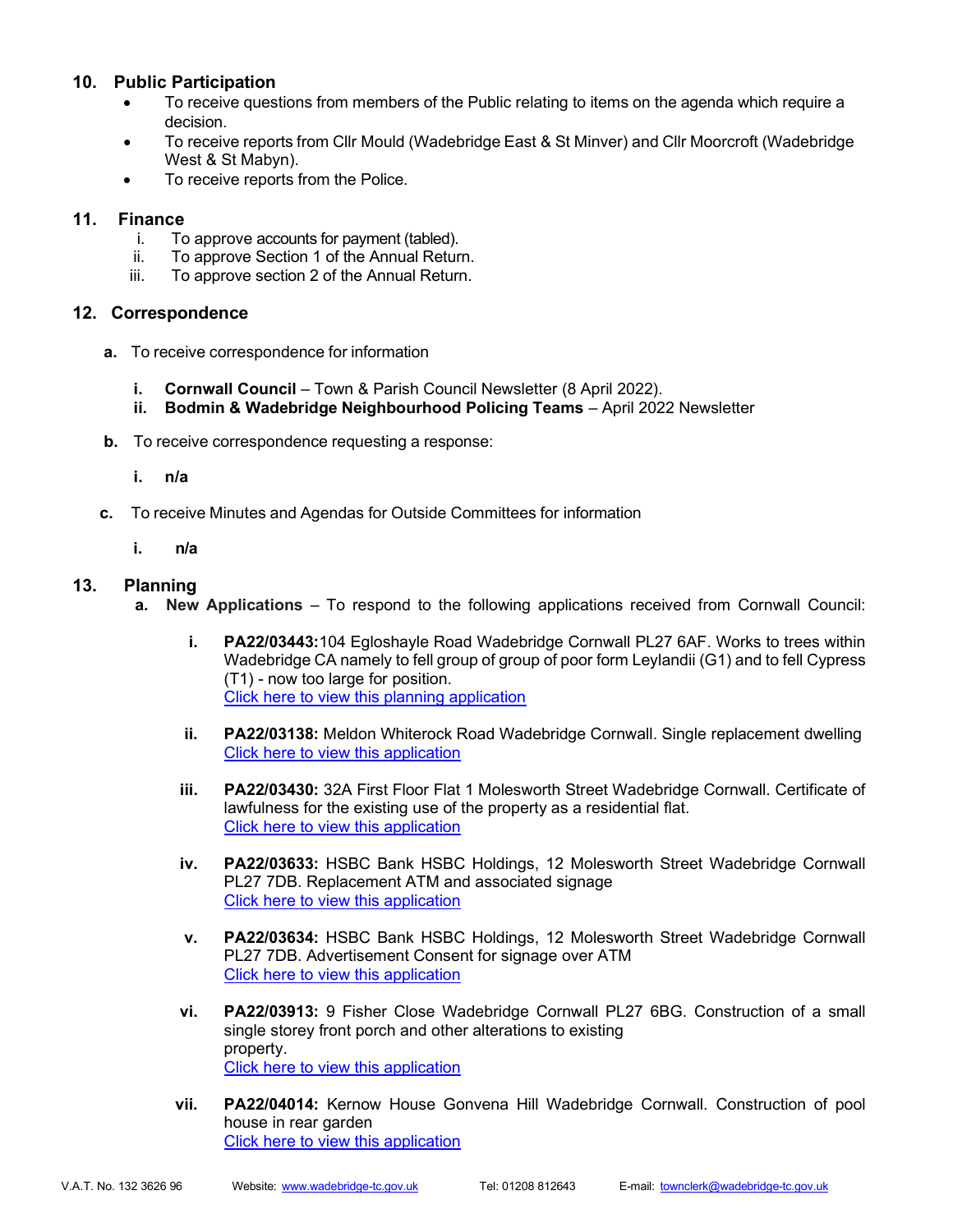## 10. Public Participation

- To receive questions from members of the Public relating to items on the agenda which require a decision.
- To receive reports from Cllr Mould (Wadebridge East & St Minver) and Cllr Moorcroft (Wadebridge West & St Mabyn).
- To receive reports from the Police.

## 11. Finance

i. To approve accounts for payment (tabled).
ii. To approve Section 1 of the Annual Return.
iii. To approve section 2 of the Annual Return.

## 12. Correspondence

**a.** To receive correspondence for information

- **i. Cornwall Council** – Town & Parish Council Newsletter (8 April 2022).
- **ii. Bodmin & Wadebridge Neighbourhood Policing Teams** – April 2022 Newsletter

**b.** To receive correspondence requesting a response:

- **i. n/a**

**c.** To receive Minutes and Agendas for Outside Committees for information

- **i. n/a**

## 13. Planning

**a. New Applications** – To respond to the following applications received from Cornwall Council:

- **i. PA22/03443:** 104 Egloshayle Road Wadebridge Cornwall PL27 6AF. Works to trees within Wadebridge CA namely to fell group of group of poor form Leylandii (G1) and to fell Cypress (T1) - now too large for position.
  Click here to view this planning application

- **ii. PA22/03138:** Meldon Whiterock Road Wadebridge Cornwall. Single replacement dwelling
  Click here to view this application

- **iii. PA22/03430:** 32A First Floor Flat 1 Molesworth Street Wadebridge Cornwall. Certificate of lawfulness for the existing use of the property as a residential flat.
  Click here to view this application

- **iv. PA22/03633:** HSBC Bank HSBC Holdings, 12 Molesworth Street Wadebridge Cornwall PL27 7DB. Replacement ATM and associated signage
  Click here to view this application

- **v. PA22/03634:** HSBC Bank HSBC Holdings, 12 Molesworth Street Wadebridge Cornwall PL27 7DB. Advertisement Consent for signage over ATM
  Click here to view this application

- **vi. PA22/03913:** 9 Fisher Close Wadebridge Cornwall PL27 6BG. Construction of a small single storey front porch and other alterations to existing property.
  Click here to view this application

- **vii. PA22/04014:** Kernow House Gonvena Hill Wadebridge Cornwall. Construction of pool house in rear garden
  Click here to view this application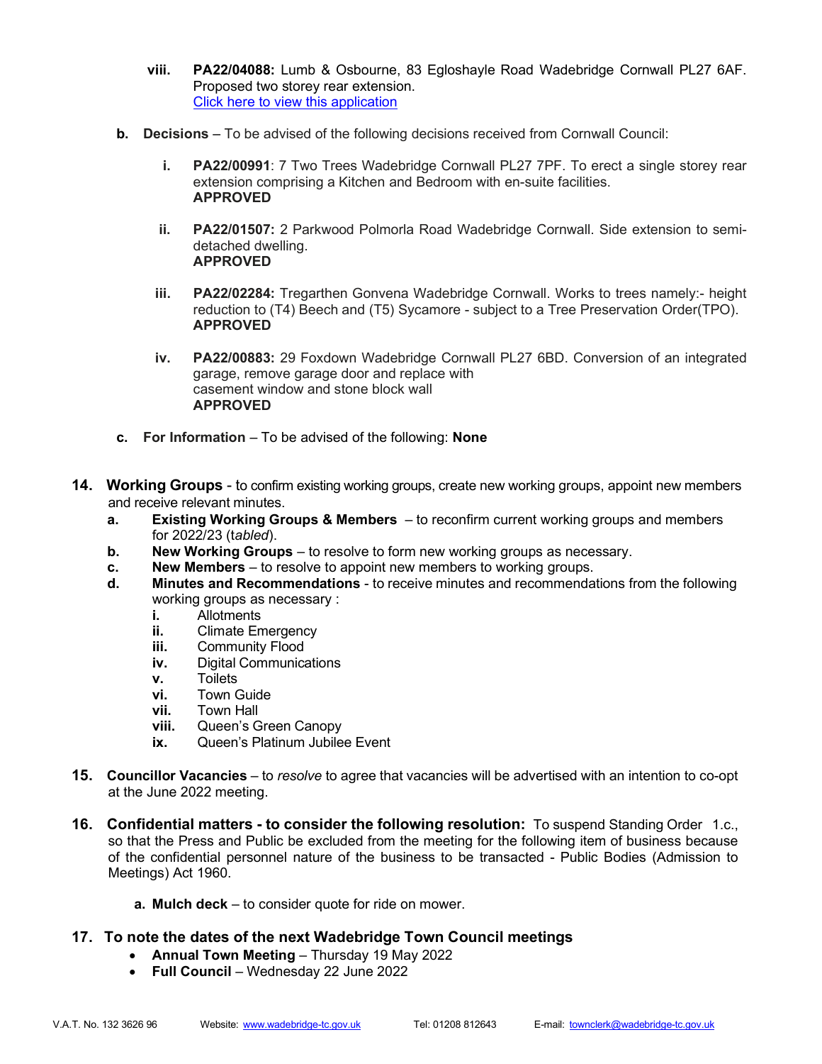**viii.** **PA22/04088:** Lumb & Osbourne, 83 Egloshayle Road Wadebridge Cornwall PL27 6AF. Proposed two storey rear extension.
[Click here to view this application]

**b. Decisions** – To be advised of the following decisions received from Cornwall Council:

**i.** **PA22/00991**: 7 Two Trees Wadebridge Cornwall PL27 7PF. To erect a single storey rear extension comprising a Kitchen and Bedroom with en-suite facilities.
**APPROVED**

**ii.** **PA22/01507:** 2 Parkwood Polmorla Road Wadebridge Cornwall. Side extension to semi-detached dwelling.
**APPROVED**

**iii.** **PA22/02284:** Tregarthen Gonvena Wadebridge Cornwall. Works to trees namely:- height reduction to (T4) Beech and (T5) Sycamore - subject to a Tree Preservation Order(TPO).
**APPROVED**

**iv.** **PA22/00883:** 29 Foxdown Wadebridge Cornwall PL27 6BD. Conversion of an integrated garage, remove garage door and replace with casement window and stone block wall
**APPROVED**

**c. For Information** – To be advised of the following: **None**

**14. Working Groups** - to confirm existing working groups, create new working groups, appoint new members and receive relevant minutes.

**a.** **Existing Working Groups & Members** – to reconfirm current working groups and members for 2022/23 (t*abled*).

**b.** **New Working Groups** – to resolve to form new working groups as necessary.

**c.** **New Members** – to resolve to appoint new members to working groups.

**d.** **Minutes and Recommendations** - to receive minutes and recommendations from the following working groups as necessary :

- **i.** Allotments
- **ii.** Climate Emergency
- **iii.** Community Flood
- **iv.** Digital Communications
- **v.** Toilets
- **vi.** Town Guide
- **vii.** Town Hall
- **viii.** Queen's Green Canopy
- **ix.** Queen's Platinum Jubilee Event

**15. Councillor Vacancies** – to *resolve* to agree that vacancies will be advertised with an intention to co-opt at the June 2022 meeting.

**16. Confidential matters - to consider the following resolution:** To suspend Standing Order 1.c., so that the Press and Public be excluded from the meeting for the following item of business because of the confidential personnel nature of the business to be transacted - Public Bodies (Admission to Meetings) Act 1960.

**a. Mulch deck** – to consider quote for ride on mower.

**17. To note the dates of the next Wadebridge Town Council meetings**

- **Annual Town Meeting** – Thursday 19 May 2022
- **Full Council** – Wednesday 22 June 2022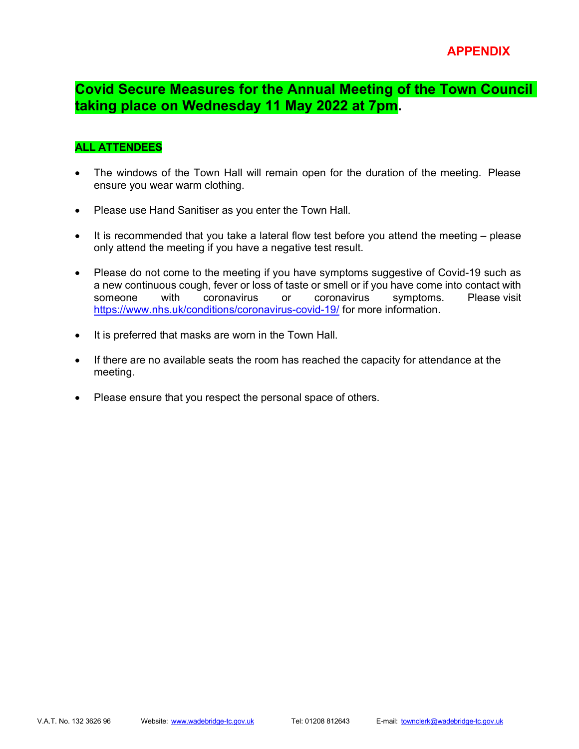**APPENDIX**

# Covid Secure Measures for the Annual Meeting of the Town Council taking place on Wednesday 11 May 2022 at 7pm.

**ALL ATTENDEES**

- The windows of the Town Hall will remain open for the duration of the meeting. Please ensure you wear warm clothing.
- Please use Hand Sanitiser as you enter the Town Hall.
- It is recommended that you take a lateral flow test before you attend the meeting – please only attend the meeting if you have a negative test result.
- Please do not come to the meeting if you have symptoms suggestive of Covid-19 such as a new continuous cough, fever or loss of taste or smell or if you have come into contact with someone with coronavirus or coronavirus symptoms. Please visit https://www.nhs.uk/conditions/coronavirus-covid-19/ for more information.
- It is preferred that masks are worn in the Town Hall.
- If there are no available seats the room has reached the capacity for attendance at the meeting.
- Please ensure that you respect the personal space of others.